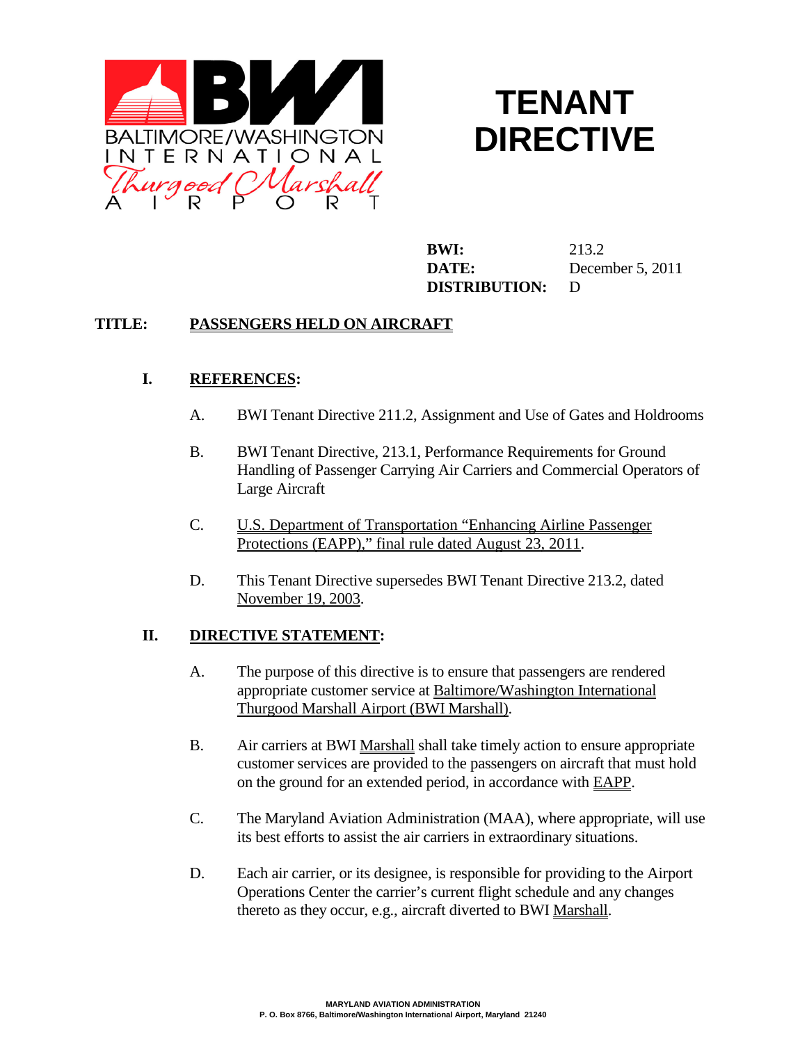BALTIMORE/WASHINGTON INTERNATIONAL Thurgood Marshall AIRPORT

# TENANT DIRECTIVE

**BWI:** 213.2
**DATE:** December 5, 2011
**DISTRIBUTION:** D

**TITLE:** **PASSENGERS HELD ON AIRCRAFT**

## I. REFERENCES:

A. BWI Tenant Directive 211.2, Assignment and Use of Gates and Holdrooms

B. BWI Tenant Directive, 213.1, Performance Requirements for Ground Handling of Passenger Carrying Air Carriers and Commercial Operators of Large Aircraft

C. U.S. Department of Transportation "Enhancing Airline Passenger Protections (EAPP)," final rule dated August 23, 2011.

D. This Tenant Directive supersedes BWI Tenant Directive 213.2, dated November 19, 2003.

## II. DIRECTIVE STATEMENT:

A. The purpose of this directive is to ensure that passengers are rendered appropriate customer service at Baltimore/Washington International Thurgood Marshall Airport (BWI Marshall).

B. Air carriers at BWI Marshall shall take timely action to ensure appropriate customer services are provided to the passengers on aircraft that must hold on the ground for an extended period, in accordance with EAPP.

C. The Maryland Aviation Administration (MAA), where appropriate, will use its best efforts to assist the air carriers in extraordinary situations.

D. Each air carrier, or its designee, is responsible for providing to the Airport Operations Center the carrier's current flight schedule and any changes thereto as they occur, e.g., aircraft diverted to BWI Marshall.

MARYLAND AVIATION ADMINISTRATION
P. O. Box 8766, Baltimore/Washington International Airport, Maryland 21240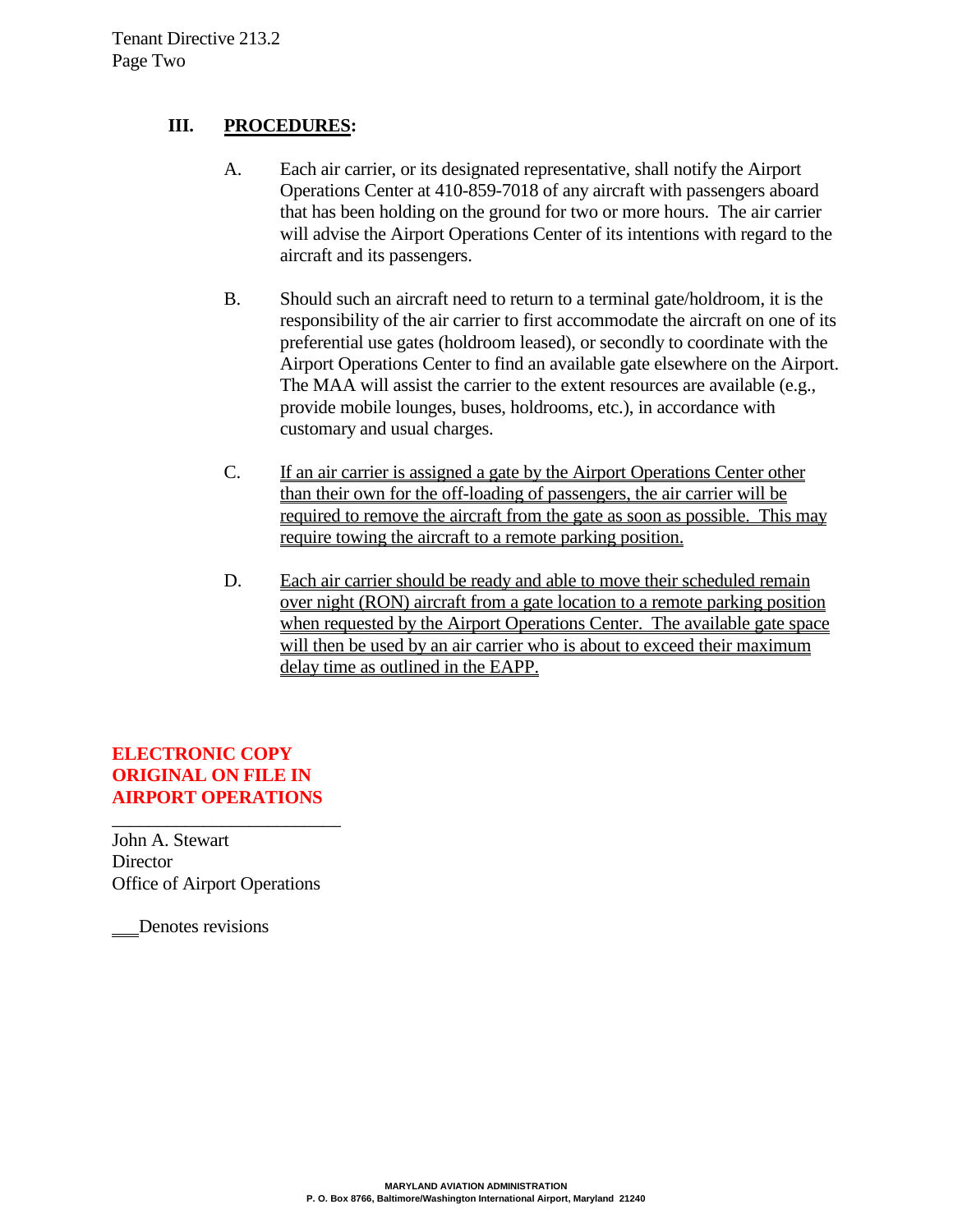## III. PROCEDURES:

A. Each air carrier, or its designated representative, shall notify the Airport Operations Center at 410-859-7018 of any aircraft with passengers aboard that has been holding on the ground for two or more hours. The air carrier will advise the Airport Operations Center of its intentions with regard to the aircraft and its passengers.

B. Should such an aircraft need to return to a terminal gate/holdroom, it is the responsibility of the air carrier to first accommodate the aircraft on one of its preferential use gates (holdroom leased), or secondly to coordinate with the Airport Operations Center to find an available gate elsewhere on the Airport. The MAA will assist the carrier to the extent resources are available (e.g., provide mobile lounges, buses, holdrooms, etc.), in accordance with customary and usual charges.

C. <u>If an air carrier is assigned a gate by the Airport Operations Center other than their own for the off-loading of passengers, the air carrier will be required to remove the aircraft from the gate as soon as possible. This may require towing the aircraft to a remote parking position.</u>

D. <u>Each air carrier should be ready and able to move their scheduled remain over night (RON) aircraft from a gate location to a remote parking position when requested by the Airport Operations Center. The available gate space will then be used by an air carrier who is about to exceed their maximum delay time as outlined in the EAPP.</u>

**ELECTRONIC COPY**
**ORIGINAL ON FILE IN**
**AIRPORT OPERATIONS**

\_\_\_\_\_\_\_\_\_\_\_\_\_\_\_\_\_\_\_\_\_\_\_\_\_
John A. Stewart
Director
Office of Airport Operations

\_\_\_ Denotes revisions